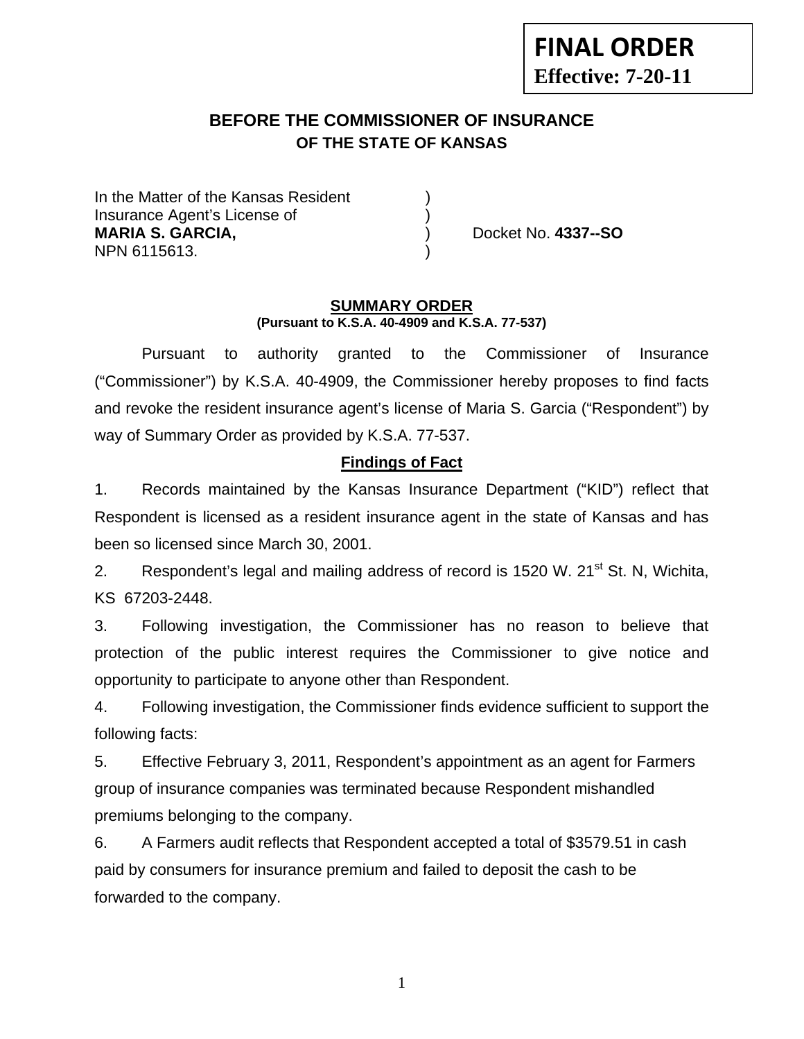**FINAL ORDER**
**Effective: 7-20-11**

## BEFORE THE COMMISSIONER OF INSURANCE
## OF THE STATE OF KANSAS

In the Matter of the Kansas Resident )
Insurance Agent's License of )
**MARIA S. GARCIA,** ) Docket No. **4337--SO**
NPN 6115613. )

### SUMMARY ORDER
**(Pursuant to K.S.A. 40-4909 and K.S.A. 77-537)**

Pursuant to authority granted to the Commissioner of Insurance ("Commissioner") by K.S.A. 40-4909, the Commissioner hereby proposes to find facts and revoke the resident insurance agent's license of Maria S. Garcia ("Respondent") by way of Summary Order as provided by K.S.A. 77-537.

### Findings of Fact

1. Records maintained by the Kansas Insurance Department ("KID") reflect that Respondent is licensed as a resident insurance agent in the state of Kansas and has been so licensed since March 30, 2001.

2. Respondent's legal and mailing address of record is 1520 W. 21st St. N, Wichita, KS 67203-2448.

3. Following investigation, the Commissioner has no reason to believe that protection of the public interest requires the Commissioner to give notice and opportunity to participate to anyone other than Respondent.

4. Following investigation, the Commissioner finds evidence sufficient to support the following facts:

5. Effective February 3, 2011, Respondent's appointment as an agent for Farmers group of insurance companies was terminated because Respondent mishandled premiums belonging to the company.

6. A Farmers audit reflects that Respondent accepted a total of $3579.51 in cash paid by consumers for insurance premium and failed to deposit the cash to be forwarded to the company.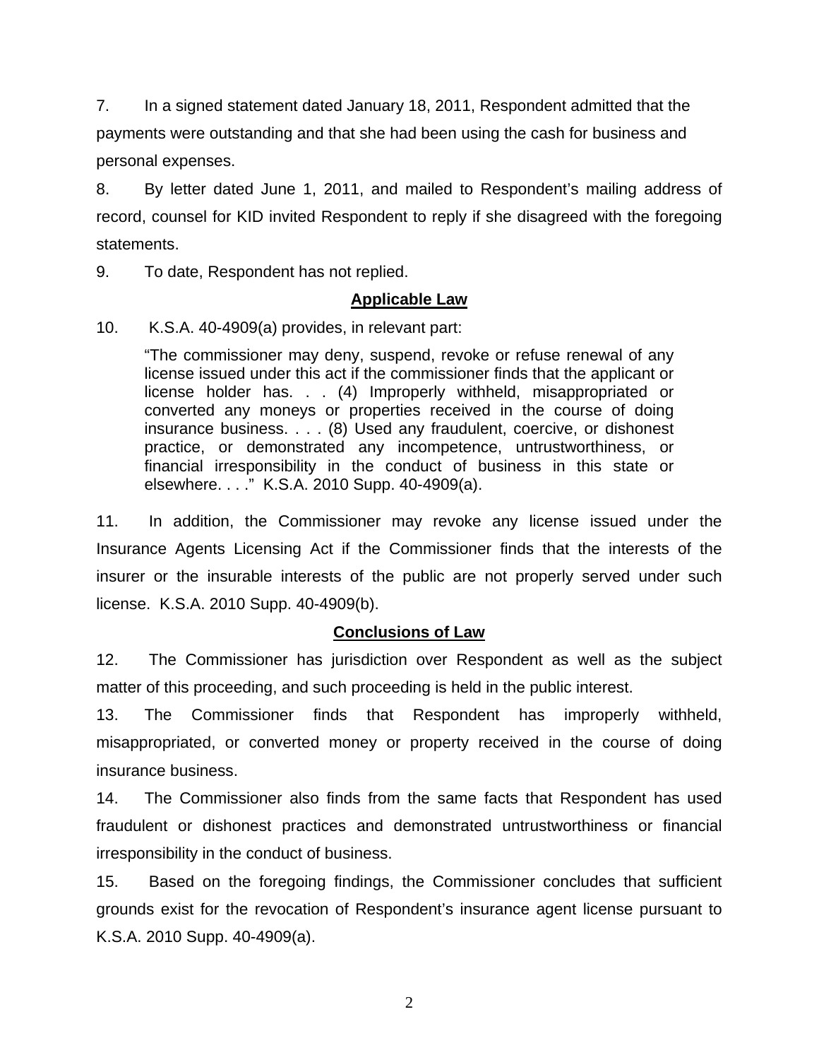7. In a signed statement dated January 18, 2011, Respondent admitted that the payments were outstanding and that she had been using the cash for business and personal expenses.

8. By letter dated June 1, 2011, and mailed to Respondent's mailing address of record, counsel for KID invited Respondent to reply if she disagreed with the foregoing statements.

9. To date, Respondent has not replied.

## Applicable Law

10. K.S.A. 40-4909(a) provides, in relevant part:

> "The commissioner may deny, suspend, revoke or refuse renewal of any license issued under this act if the commissioner finds that the applicant or license holder has. . . (4) Improperly withheld, misappropriated or converted any moneys or properties received in the course of doing insurance business. . . . (8) Used any fraudulent, coercive, or dishonest practice, or demonstrated any incompetence, untrustworthiness, or financial irresponsibility in the conduct of business in this state or elsewhere. . . ." K.S.A. 2010 Supp. 40-4909(a).

11. In addition, the Commissioner may revoke any license issued under the Insurance Agents Licensing Act if the Commissioner finds that the interests of the insurer or the insurable interests of the public are not properly served under such license. K.S.A. 2010 Supp. 40-4909(b).

## Conclusions of Law

12. The Commissioner has jurisdiction over Respondent as well as the subject matter of this proceeding, and such proceeding is held in the public interest.

13. The Commissioner finds that Respondent has improperly withheld, misappropriated, or converted money or property received in the course of doing insurance business.

14. The Commissioner also finds from the same facts that Respondent has used fraudulent or dishonest practices and demonstrated untrustworthiness or financial irresponsibility in the conduct of business.

15. Based on the foregoing findings, the Commissioner concludes that sufficient grounds exist for the revocation of Respondent's insurance agent license pursuant to K.S.A. 2010 Supp. 40-4909(a).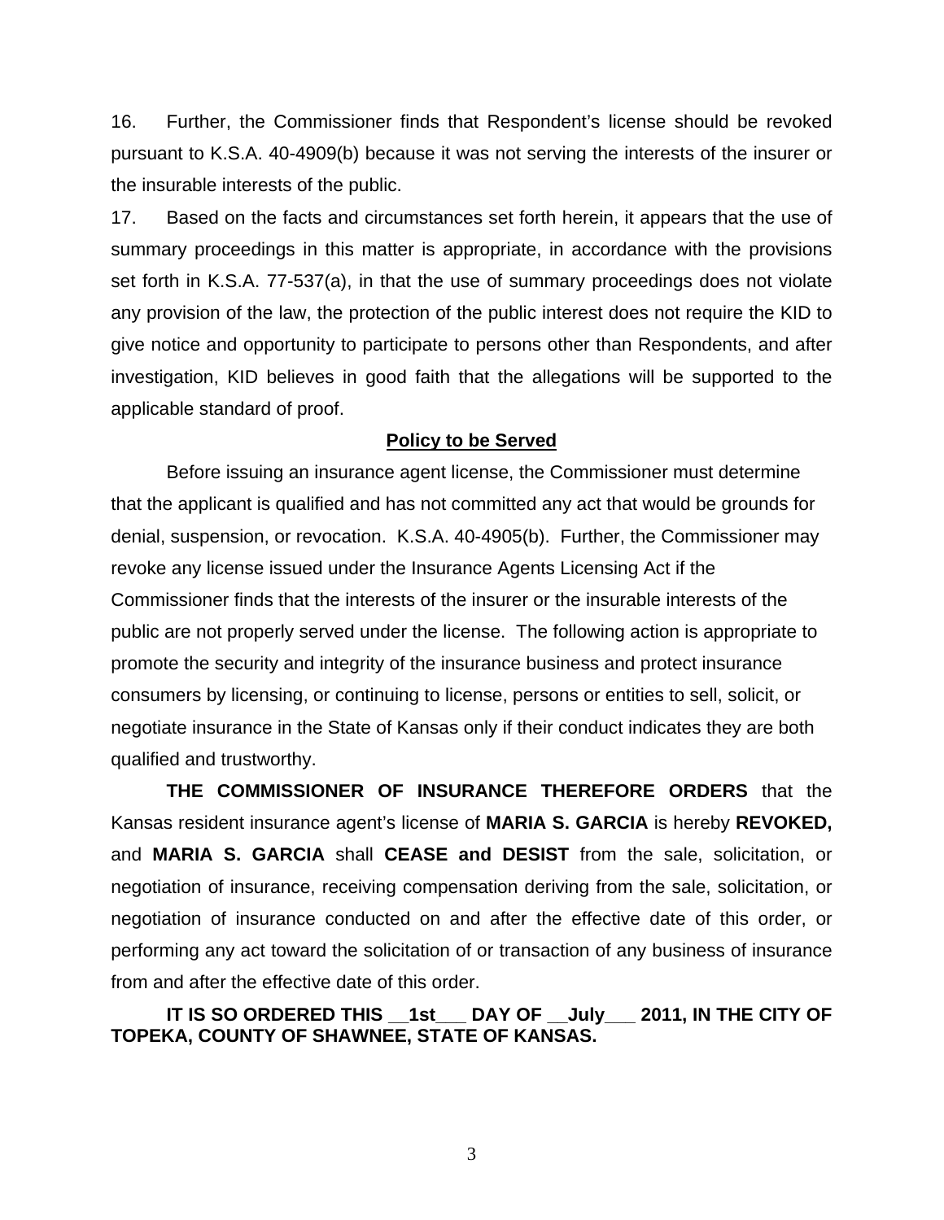16. Further, the Commissioner finds that Respondent's license should be revoked pursuant to K.S.A. 40-4909(b) because it was not serving the interests of the insurer or the insurable interests of the public.

17. Based on the facts and circumstances set forth herein, it appears that the use of summary proceedings in this matter is appropriate, in accordance with the provisions set forth in K.S.A. 77-537(a), in that the use of summary proceedings does not violate any provision of the law, the protection of the public interest does not require the KID to give notice and opportunity to participate to persons other than Respondents, and after investigation, KID believes in good faith that the allegations will be supported to the applicable standard of proof.

## Policy to be Served

Before issuing an insurance agent license, the Commissioner must determine that the applicant is qualified and has not committed any act that would be grounds for denial, suspension, or revocation. K.S.A. 40-4905(b). Further, the Commissioner may revoke any license issued under the Insurance Agents Licensing Act if the Commissioner finds that the interests of the insurer or the insurable interests of the public are not properly served under the license. The following action is appropriate to promote the security and integrity of the insurance business and protect insurance consumers by licensing, or continuing to license, persons or entities to sell, solicit, or negotiate insurance in the State of Kansas only if their conduct indicates they are both qualified and trustworthy.

**THE COMMISSIONER OF INSURANCE THEREFORE ORDERS** that the Kansas resident insurance agent's license of **MARIA S. GARCIA** is hereby **REVOKED,** and **MARIA S. GARCIA** shall **CEASE and DESIST** from the sale, solicitation, or negotiation of insurance, receiving compensation deriving from the sale, solicitation, or negotiation of insurance conducted on and after the effective date of this order, or performing any act toward the solicitation of or transaction of any business of insurance from and after the effective date of this order.

**IT IS SO ORDERED THIS __1st___ DAY OF __July___ 2011, IN THE CITY OF TOPEKA, COUNTY OF SHAWNEE, STATE OF KANSAS.**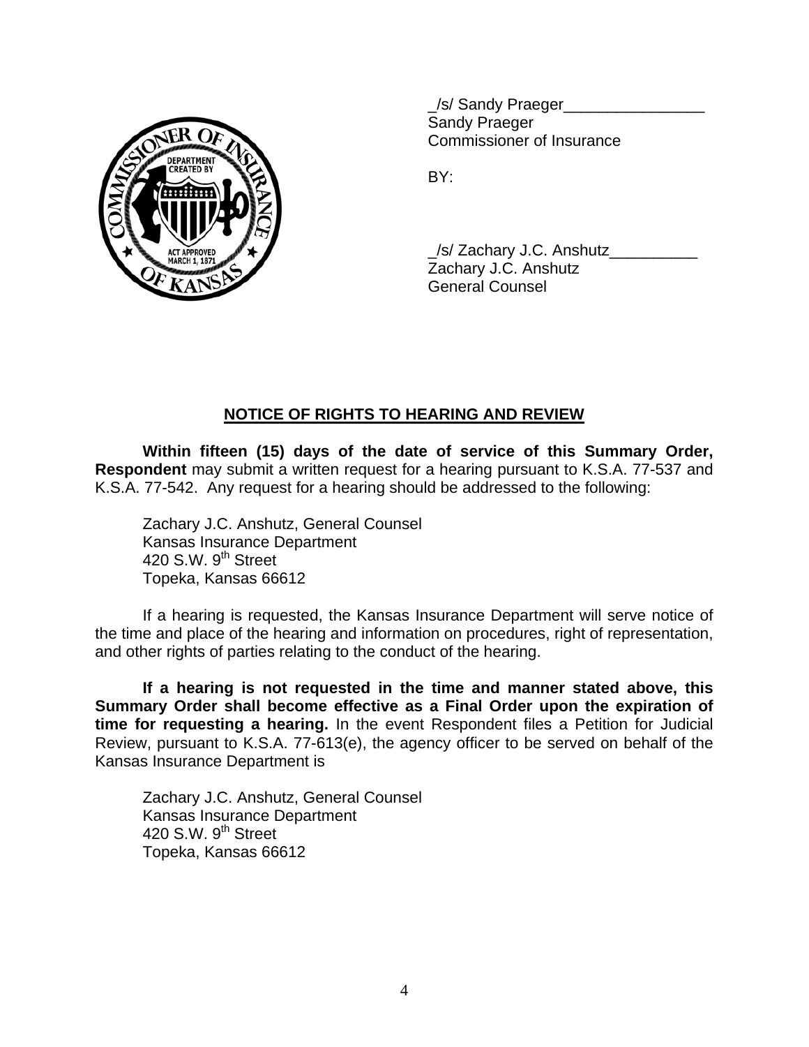_/s/ Sandy Praeger________________
Sandy Praeger
Commissioner of Insurance

BY:

_/s/ Zachary J.C. Anshutz__________
Zachary J.C. Anshutz
General Counsel

## NOTICE OF RIGHTS TO HEARING AND REVIEW

**Within fifteen (15) days of the date of service of this Summary Order, Respondent** may submit a written request for a hearing pursuant to K.S.A. 77-537 and K.S.A. 77-542. Any request for a hearing should be addressed to the following:

Zachary J.C. Anshutz, General Counsel
Kansas Insurance Department
420 S.W. 9th Street
Topeka, Kansas 66612

If a hearing is requested, the Kansas Insurance Department will serve notice of the time and place of the hearing and information on procedures, right of representation, and other rights of parties relating to the conduct of the hearing.

**If a hearing is not requested in the time and manner stated above, this Summary Order shall become effective as a Final Order upon the expiration of time for requesting a hearing.** In the event Respondent files a Petition for Judicial Review, pursuant to K.S.A. 77-613(e), the agency officer to be served on behalf of the Kansas Insurance Department is

Zachary J.C. Anshutz, General Counsel
Kansas Insurance Department
420 S.W. 9th Street
Topeka, Kansas 66612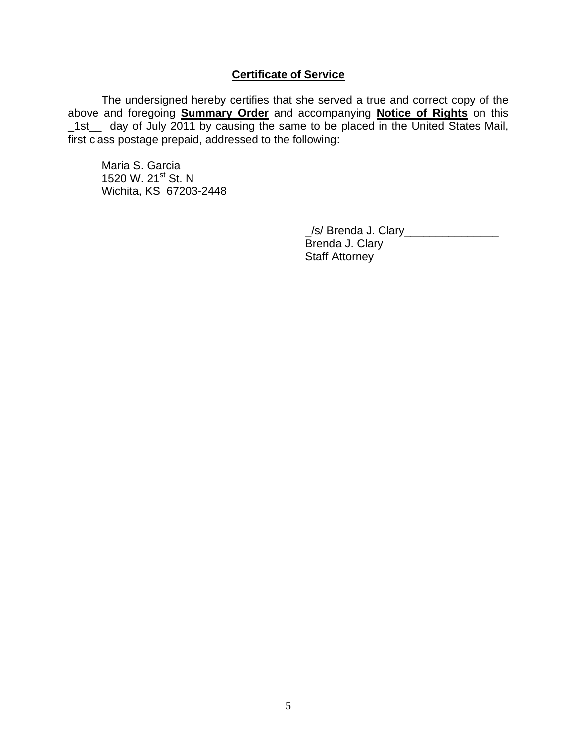**Certificate of Service**

The undersigned hereby certifies that she served a true and correct copy of the above and foregoing **Summary Order** and accompanying **Notice of Rights** on this _1st__ day of July 2011 by causing the same to be placed in the United States Mail, first class postage prepaid, addressed to the following:

Maria S. Garcia
1520 W. 21st St. N
Wichita, KS 67203-2448

_/s/ Brenda J. Clary_______________
Brenda J. Clary
Staff Attorney